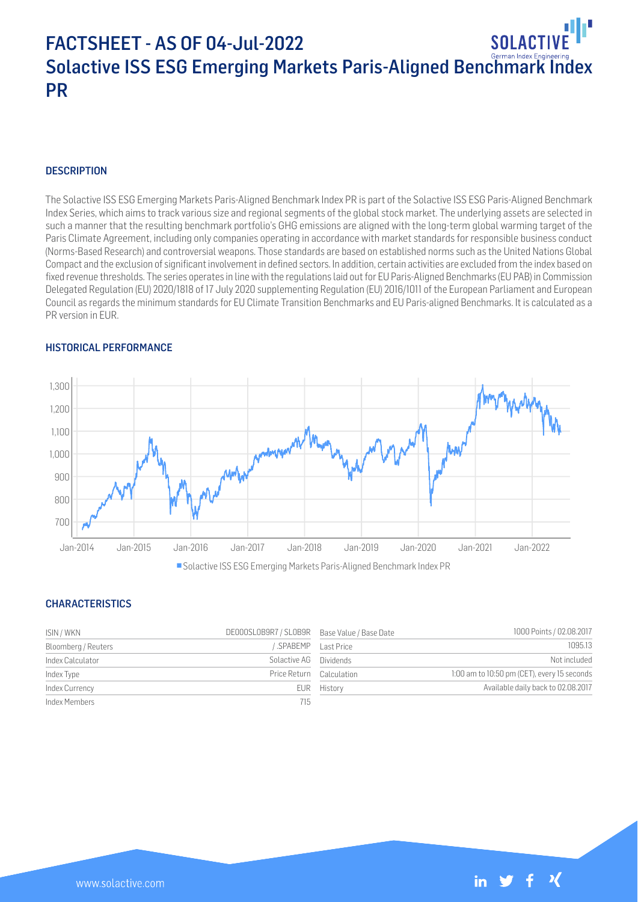# FACTSHEET - AS OF 04-Jul-2022
# Solactive ISS ESG Emerging Markets Paris-Aligned Benchmark Index PR

## DESCRIPTION

The Solactive ISS ESG Emerging Markets Paris-Aligned Benchmark Index PR is part of the Solactive ISS ESG Paris-Aligned Benchmark Index Series, which aims to track various size and regional segments of the global stock market. The underlying assets are selected in such a manner that the resulting benchmark portfolio's GHG emissions are aligned with the long-term global warming target of the Paris Climate Agreement, including only companies operating in accordance with market standards for responsible business conduct (Norms-Based Research) and controversial weapons. Those standards are based on established norms such as the United Nations Global Compact and the exclusion of significant involvement in defined sectors. In addition, certain activities are excluded from the index based on fixed revenue thresholds. The series operates in line with the regulations laid out for EU Paris-Aligned Benchmarks (EU PAB) in Commission Delegated Regulation (EU) 2020/1818 of 17 July 2020 supplementing Regulation (EU) 2016/1011 of the European Parliament and European Council as regards the minimum standards for EU Climate Transition Benchmarks and EU Paris-aligned Benchmarks. It is calculated as a PR version in EUR.

## HISTORICAL PERFORMANCE

Solactive ISS ESG Emerging Markets Paris-Aligned Benchmark Index PR

## CHARACTERISTICS

| ISIN / WKN | DE000SL0B9R7 / SL0B9R | Base Value / Base Date | 1000 Points / 02.08.2017 |
|---|---|---|---|
| Bloomberg / Reuters | / .SPABEMP | Last Price | 1095.13 |
| Index Calculator | Solactive AG | Dividends | Not included |
| Index Type | Price Return | Calculation | 1:00 am to 10:50 pm (CET), every 15 seconds |
| Index Currency | EUR | History | Available daily back to 02.08.2017 |
| Index Members | 715 | | |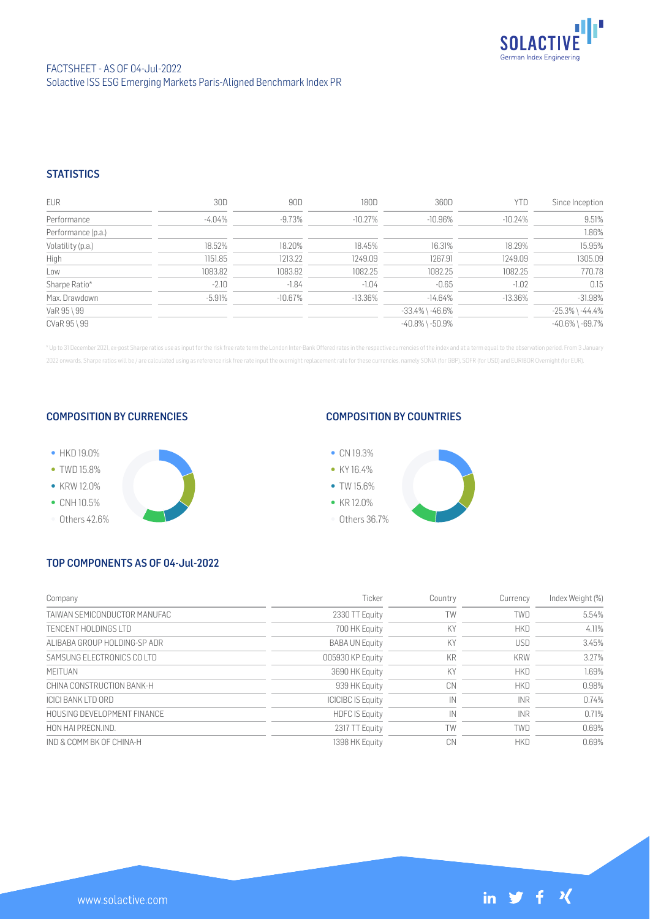FACTSHEET - AS OF 04-Jul-2022
Solactive ISS ESG Emerging Markets Paris-Aligned Benchmark Index PR

## STATISTICS

| EUR | 30D | 90D | 180D | 360D | YTD | Since Inception |
|---|---|---|---|---|---|---|
| Performance | -4.04% | -9.73% | -10.27% | -10.96% | -10.24% | 9.51% |
| Performance (p.a.) | | | | | | 1.86% |
| Volatility (p.a.) | 18.52% | 18.20% | 18.45% | 16.31% | 18.29% | 15.95% |
| High | 1151.85 | 1213.22 | 1249.09 | 1267.91 | 1249.09 | 1305.09 |
| Low | 1083.82 | 1083.82 | 1082.25 | 1082.25 | 1082.25 | 770.78 |
| Sharpe Ratio* | -2.10 | -1.84 | -1.04 | -0.65 | -1.02 | 0.15 |
| Max. Drawdown | -5.91% | -10.67% | -13.36% | -14.64% | -13.36% | -31.98% |
| VaR 95 \ 99 | | | | -33.4% \ -46.6% | | -25.3% \ -44.4% |
| CVaR 95 \ 99 | | | | -40.8% \ -50.9% | | -40.6% \ -69.7% |

\* Up to 31 December 2021, ex-post Sharpe ratios use as input for the risk free rate term the London Inter-Bank Offered rates in the respective currencies of the index and at a term equal to the observation period. From 3 January 2022 onwards, Sharpe ratios will be / are calculated using as reference risk free rate input the overnight replacement rate for these currencies, namely SONIA (for GBP), SOFR (for USD) and EURIBOR Overnight (for EUR).

## COMPOSITION BY CURRENCIES

- HKD 19.0%
- TWD 15.8%
- KRW 12.0%
- CNH 10.5%
- Others 42.6%

## COMPOSITION BY COUNTRIES

- CN 19.3%
- KY 16.4%
- TW 15.6%
- KR 12.0%
- Others 36.7%

## TOP COMPONENTS AS OF 04-Jul-2022

| Company | Ticker | Country | Currency | Index Weight (%) |
|---|---|---|---|---|
| TAIWAN SEMICONDUCTOR MANUFAC | 2330 TT Equity | TW | TWD | 5.54% |
| TENCENT HOLDINGS LTD | 700 HK Equity | KY | HKD | 4.11% |
| ALIBABA GROUP HOLDING-SP ADR | BABA UN Equity | KY | USD | 3.45% |
| SAMSUNG ELECTRONICS CO LTD | 005930 KP Equity | KR | KRW | 3.27% |
| MEITUAN | 3690 HK Equity | KY | HKD | 1.69% |
| CHINA CONSTRUCTION BANK-H | 939 HK Equity | CN | HKD | 0.98% |
| ICICI BANK LTD ORD | ICICIBC IS Equity | IN | INR | 0.74% |
| HOUSING DEVELOPMENT FINANCE | HDFC IS Equity | IN | INR | 0.71% |
| HON HAI PRECN.IND. | 2317 TT Equity | TW | TWD | 0.69% |
| IND & COMM BK OF CHINA-H | 1398 HK Equity | CN | HKD | 0.69% |

www.solactive.com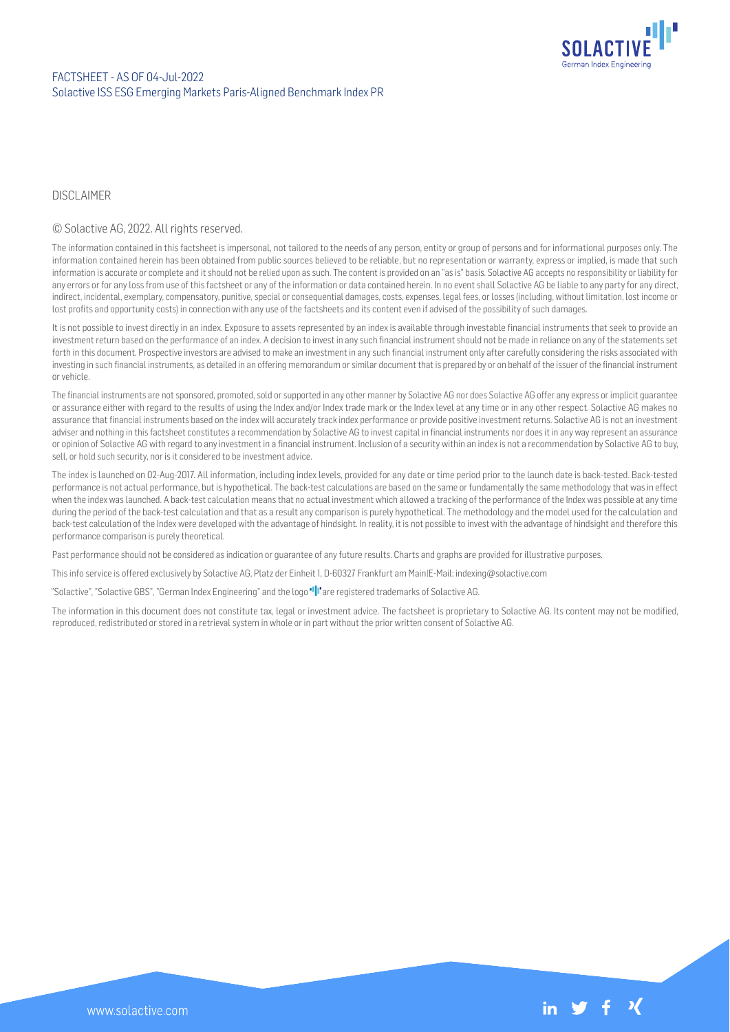# DISCLAIMER

© Solactive AG, 2022. All rights reserved.

The information contained in this factsheet is impersonal, not tailored to the needs of any person, entity or group of persons and for informational purposes only. The information contained herein has been obtained from public sources believed to be reliable, but no representation or warranty, express or implied, is made that such information is accurate or complete and it should not be relied upon as such. The content is provided on an "as is" basis. Solactive AG accepts no responsibility or liability for any errors or for any loss from use of this factsheet or any of the information or data contained herein. In no event shall Solactive AG be liable to any party for any direct, indirect, incidental, exemplary, compensatory, punitive, special or consequential damages, costs, expenses, legal fees, or losses (including, without limitation, lost income or lost profits and opportunity costs) in connection with any use of the factsheets and its content even if advised of the possibility of such damages.

It is not possible to invest directly in an index. Exposure to assets represented by an index is available through investable financial instruments that seek to provide an investment return based on the performance of an index. A decision to invest in any such financial instrument should not be made in reliance on any of the statements set forth in this document. Prospective investors are advised to make an investment in any such financial instrument only after carefully considering the risks associated with investing in such financial instruments, as detailed in an offering memorandum or similar document that is prepared by or on behalf of the issuer of the financial instrument or vehicle.

The financial instruments are not sponsored, promoted, sold or supported in any other manner by Solactive AG nor does Solactive AG offer any express or implicit guarantee or assurance either with regard to the results of using the Index and/or Index trade mark or the Index level at any time or in any other respect. Solactive AG makes no assurance that financial instruments based on the index will accurately track index performance or provide positive investment returns. Solactive AG is not an investment adviser and nothing in this factsheet constitutes a recommendation by Solactive AG to invest capital in financial instruments nor does it in any way represent an assurance or opinion of Solactive AG with regard to any investment in a financial instrument. Inclusion of a security within an index is not a recommendation by Solactive AG to buy, sell, or hold such security, nor is it considered to be investment advice.

The index is launched on 02-Aug-2017. All information, including index levels, provided for any date or time period prior to the launch date is back-tested. Back-tested performance is not actual performance, but is hypothetical. The back-test calculations are based on the same or fundamentally the same methodology that was in effect when the index was launched. A back-test calculation means that no actual investment which allowed a tracking of the performance of the Index was possible at any time during the period of the back-test calculation and that as a result any comparison is purely hypothetical. The methodology and the model used for the calculation and back-test calculation of the Index were developed with the advantage of hindsight. In reality, it is not possible to invest with the advantage of hindsight and therefore this performance comparison is purely theoretical.

Past performance should not be considered as indication or guarantee of any future results. Charts and graphs are provided for illustrative purposes.

This info service is offered exclusively by Solactive AG, Platz der Einheit 1, D-60327 Frankfurt am Main|E-Mail: indexing@solactive.com

"Solactive", "Solactive GBS", "German Index Engineering" and the logo are registered trademarks of Solactive AG.

The information in this document does not constitute tax, legal or investment advice. The factsheet is proprietary to Solactive AG. Its content may not be modified, reproduced, redistributed or stored in a retrieval system in whole or in part without the prior written consent of Solactive AG.